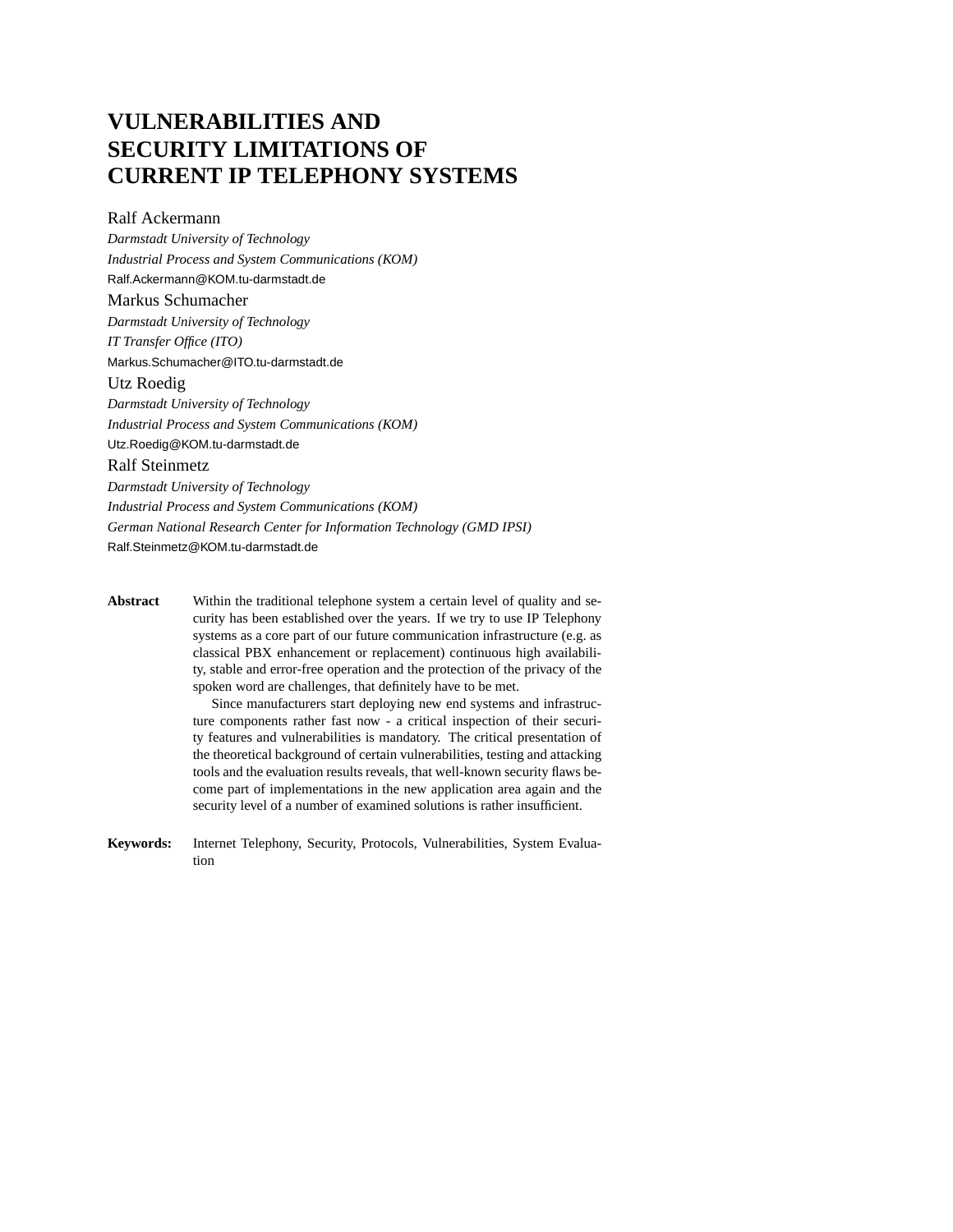# VULNERABILITIES AND SECURITY LIMITATIONS OF CURRENT IP TELEPHONY SYSTEMS

Ralf Ackermann
*Darmstadt University of Technology*
*Industrial Process and System Communications (KOM)*
Ralf.Ackermann@KOM.tu-darmstadt.de

Markus Schumacher
*Darmstadt University of Technology*
*IT Transfer Office (ITO)*
Markus.Schumacher@ITO.tu-darmstadt.de

Utz Roedig
*Darmstadt University of Technology*
*Industrial Process and System Communications (KOM)*
Utz.Roedig@KOM.tu-darmstadt.de

Ralf Steinmetz
*Darmstadt University of Technology*
*Industrial Process and System Communications (KOM)*
*German National Research Center for Information Technology (GMD IPSI)*
Ralf.Steinmetz@KOM.tu-darmstadt.de

**Abstract** Within the traditional telephone system a certain level of quality and security has been established over the years. If we try to use IP Telephony systems as a core part of our future communication infrastructure (e.g. as classical PBX enhancement or replacement) continuous high availability, stable and error-free operation and the protection of the privacy of the spoken word are challenges, that definitely have to be met.

Since manufacturers start deploying new end systems and infrastructure components rather fast now - a critical inspection of their security features and vulnerabilities is mandatory. The critical presentation of the theoretical background of certain vulnerabilities, testing and attacking tools and the evaluation results reveals, that well-known security flaws become part of implementations in the new application area again and the security level of a number of examined solutions is rather insufficient.

**Keywords:** Internet Telephony, Security, Protocols, Vulnerabilities, System Evaluation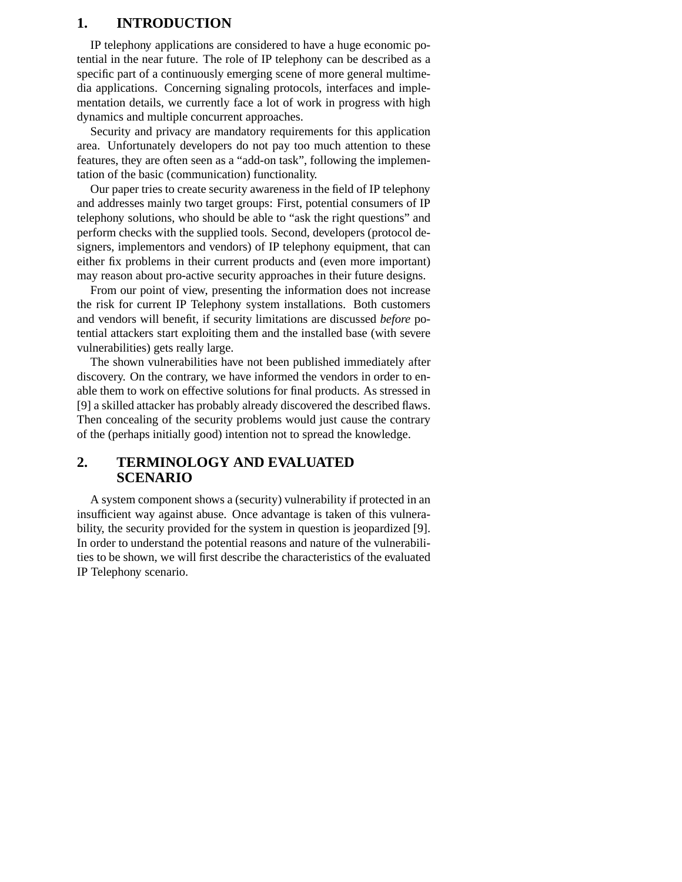## 1. INTRODUCTION

IP telephony applications are considered to have a huge economic potential in the near future. The role of IP telephony can be described as a specific part of a continuously emerging scene of more general multimedia applications. Concerning signaling protocols, interfaces and implementation details, we currently face a lot of work in progress with high dynamics and multiple concurrent approaches.

Security and privacy are mandatory requirements for this application area. Unfortunately developers do not pay too much attention to these features, they are often seen as a "add-on task", following the implementation of the basic (communication) functionality.

Our paper tries to create security awareness in the field of IP telephony and addresses mainly two target groups: First, potential consumers of IP telephony solutions, who should be able to "ask the right questions" and perform checks with the supplied tools. Second, developers (protocol designers, implementors and vendors) of IP telephony equipment, that can either fix problems in their current products and (even more important) may reason about pro-active security approaches in their future designs.

From our point of view, presenting the information does not increase the risk for current IP Telephony system installations. Both customers and vendors will benefit, if security limitations are discussed *before* potential attackers start exploiting them and the installed base (with severe vulnerabilities) gets really large.

The shown vulnerabilities have not been published immediately after discovery. On the contrary, we have informed the vendors in order to enable them to work on effective solutions for final products. As stressed in [9] a skilled attacker has probably already discovered the described flaws. Then concealing of the security problems would just cause the contrary of the (perhaps initially good) intention not to spread the knowledge.

## 2. TERMINOLOGY AND EVALUATED SCENARIO

A system component shows a (security) vulnerability if protected in an insufficient way against abuse. Once advantage is taken of this vulnerability, the security provided for the system in question is jeopardized [9]. In order to understand the potential reasons and nature of the vulnerabilities to be shown, we will first describe the characteristics of the evaluated IP Telephony scenario.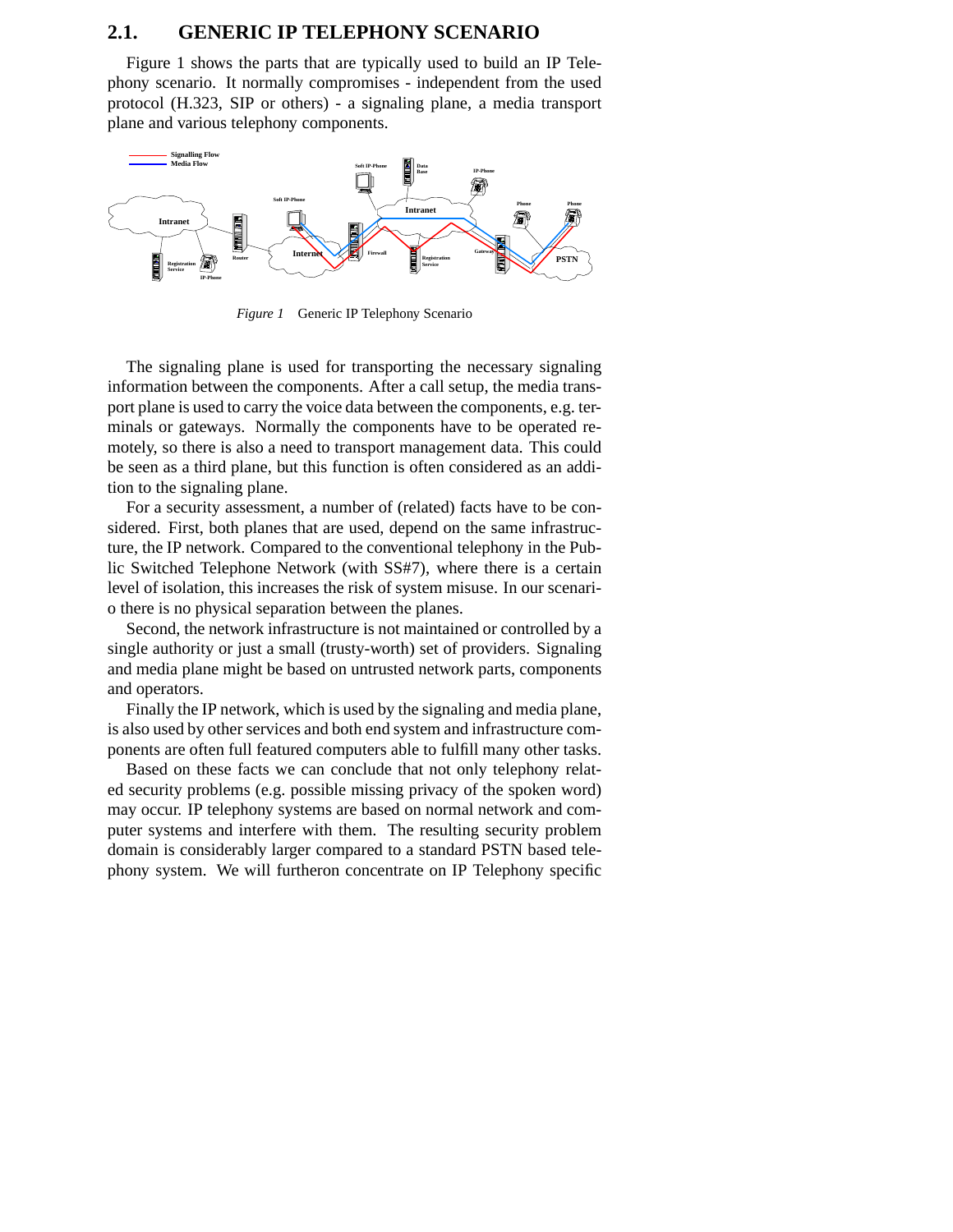## 2.1. GENERIC IP TELEPHONY SCENARIO

Figure 1 shows the parts that are typically used to build an IP Telephony scenario. It normally compromises - independent from the used protocol (H.323, SIP or others) - a signaling plane, a media transport plane and various telephony components.

*Figure 1* Generic IP Telephony Scenario

The signaling plane is used for transporting the necessary signaling information between the components. After a call setup, the media transport plane is used to carry the voice data between the components, e.g. terminals or gateways. Normally the components have to be operated remotely, so there is also a need to transport management data. This could be seen as a third plane, but this function is often considered as an addition to the signaling plane.

For a security assessment, a number of (related) facts have to be considered. First, both planes that are used, depend on the same infrastructure, the IP network. Compared to the conventional telephony in the Public Switched Telephone Network (with SS#7), where there is a certain level of isolation, this increases the risk of system misuse. In our scenario there is no physical separation between the planes.

Second, the network infrastructure is not maintained or controlled by a single authority or just a small (trusty-worth) set of providers. Signaling and media plane might be based on untrusted network parts, components and operators.

Finally the IP network, which is used by the signaling and media plane, is also used by other services and both end system and infrastructure components are often full featured computers able to fulfill many other tasks.

Based on these facts we can conclude that not only telephony related security problems (e.g. possible missing privacy of the spoken word) may occur. IP telephony systems are based on normal network and computer systems and interfere with them. The resulting security problem domain is considerably larger compared to a standard PSTN based telephony system. We will furtheron concentrate on IP Telephony specific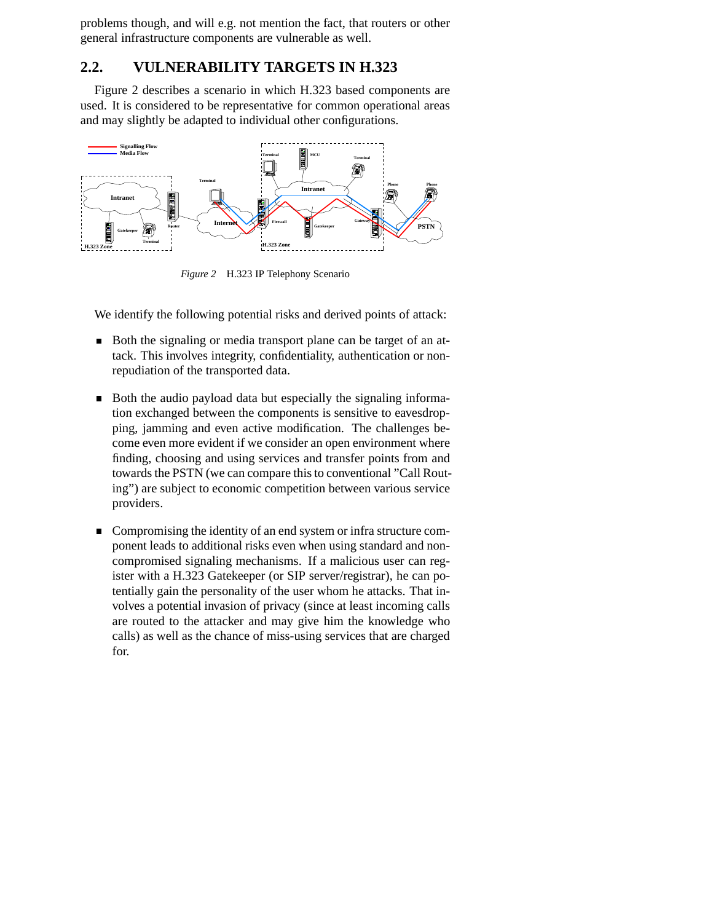problems though, and will e.g. not mention the fact, that routers or other general infrastructure components are vulnerable as well.

## 2.2. VULNERABILITY TARGETS IN H.323

Figure 2 describes a scenario in which H.323 based components are used. It is considered to be representative for common operational areas and may slightly be adapted to individual other configurations.

*Figure 2* H.323 IP Telephony Scenario

We identify the following potential risks and derived points of attack:

- Both the signaling or media transport plane can be target of an attack. This involves integrity, confidentiality, authentication or non-repudiation of the transported data.

- Both the audio payload data but especially the signaling information exchanged between the components is sensitive to eavesdropping, jamming and even active modification. The challenges become even more evident if we consider an open environment where finding, choosing and using services and transfer points from and towards the PSTN (we can compare this to conventional "Call Routing") are subject to economic competition between various service providers.

- Compromising the identity of an end system or infra structure component leads to additional risks even when using standard and non-compromised signaling mechanisms. If a malicious user can register with a H.323 Gatekeeper (or SIP server/registrar), he can potentially gain the personality of the user whom he attacks. That involves a potential invasion of privacy (since at least incoming calls are routed to the attacker and may give him the knowledge who calls) as well as the chance of miss-using services that are charged for.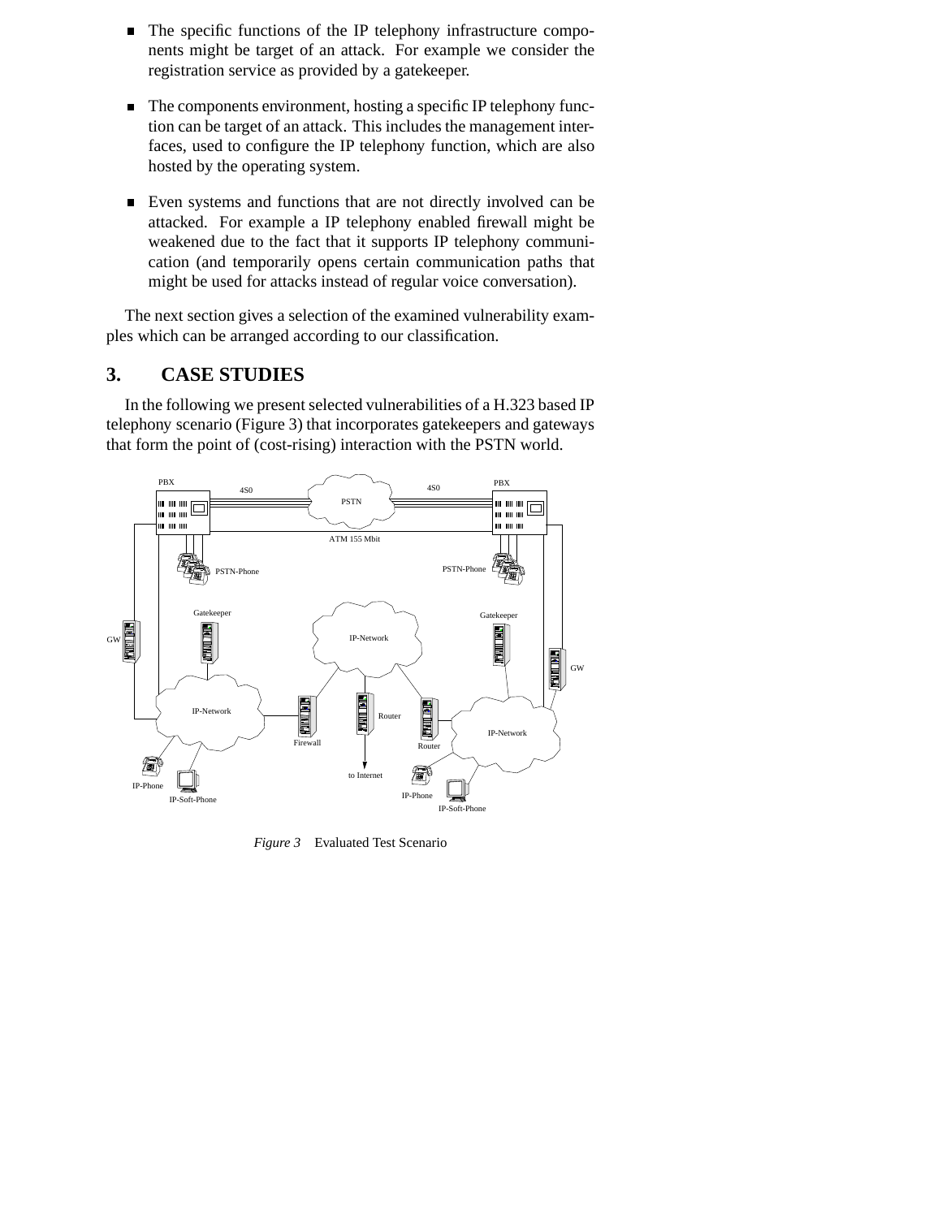- The specific functions of the IP telephony infrastructure components might be target of an attack. For example we consider the registration service as provided by a gatekeeper.
- The components environment, hosting a specific IP telephony function can be target of an attack. This includes the management interfaces, used to configure the IP telephony function, which are also hosted by the operating system.
- Even systems and functions that are not directly involved can be attacked. For example a IP telephony enabled firewall might be weakened due to the fact that it supports IP telephony communication (and temporarily opens certain communication paths that might be used for attacks instead of regular voice conversation).

The next section gives a selection of the examined vulnerability examples which can be arranged according to our classification.

## 3. CASE STUDIES

In the following we present selected vulnerabilities of a H.323 based IP telephony scenario (Figure 3) that incorporates gatekeepers and gateways that form the point of (cost-rising) interaction with the PSTN world.

*Figure 3* Evaluated Test Scenario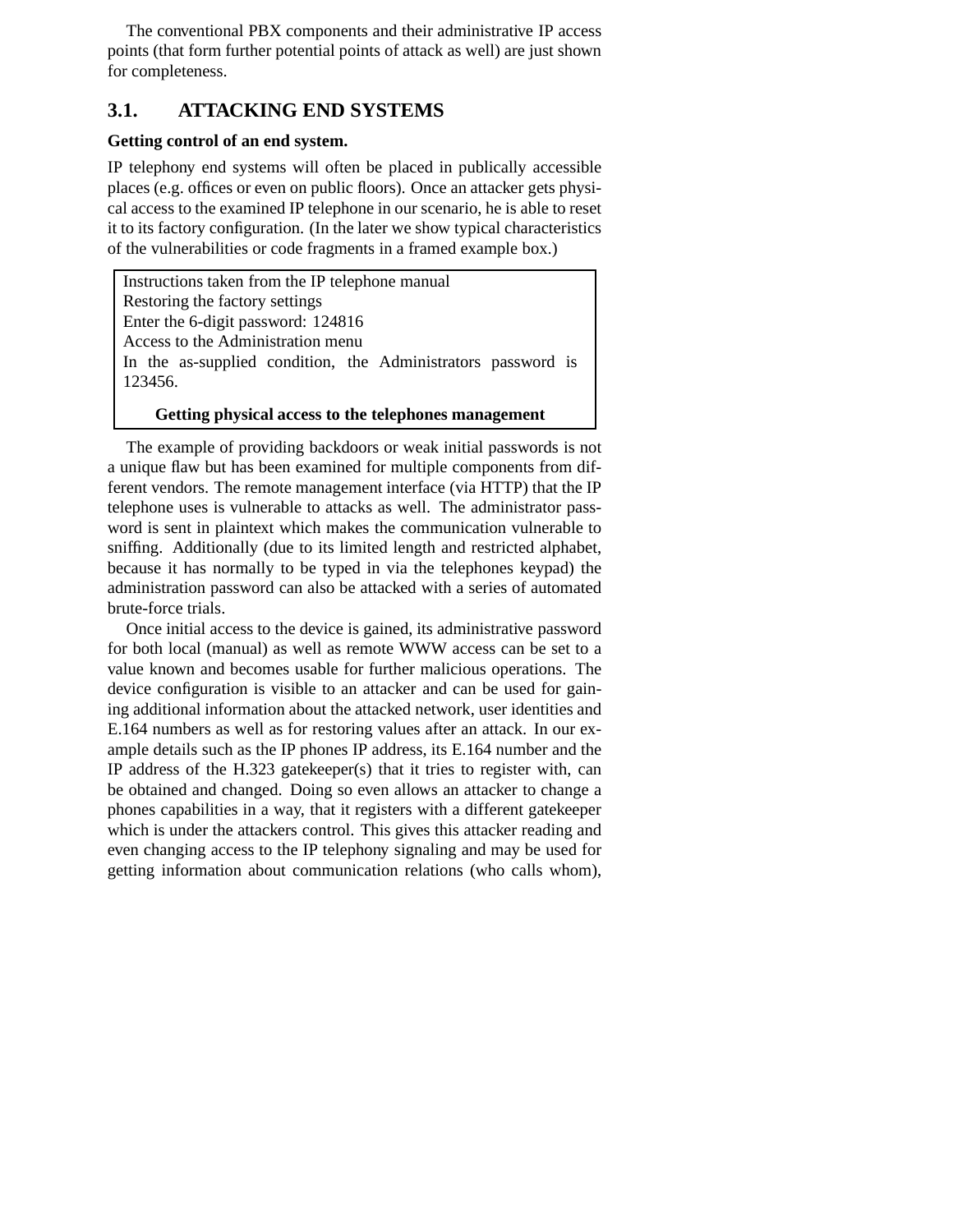The conventional PBX components and their administrative IP access points (that form further potential points of attack as well) are just shown for completeness.

## 3.1. ATTACKING END SYSTEMS

**Getting control of an end system.**

IP telephony end systems will often be placed in publically accessible places (e.g. offices or even on public floors). Once an attacker gets physical access to the examined IP telephone in our scenario, he is able to reset it to its factory configuration. (In the later we show typical characteristics of the vulnerabilities or code fragments in a framed example box.)

> Instructions taken from the IP telephone manual
> Restoring the factory settings
> Enter the 6-digit password: 124816
> Access to the Administration menu
> In the as-supplied condition, the Administrators password is 123456.
>
> **Getting physical access to the telephones management**

The example of providing backdoors or weak initial passwords is not a unique flaw but has been examined for multiple components from different vendors. The remote management interface (via HTTP) that the IP telephone uses is vulnerable to attacks as well. The administrator password is sent in plaintext which makes the communication vulnerable to sniffing. Additionally (due to its limited length and restricted alphabet, because it has normally to be typed in via the telephones keypad) the administration password can also be attacked with a series of automated brute-force trials.

Once initial access to the device is gained, its administrative password for both local (manual) as well as remote WWW access can be set to a value known and becomes usable for further malicious operations. The device configuration is visible to an attacker and can be used for gaining additional information about the attacked network, user identities and E.164 numbers as well as for restoring values after an attack. In our example details such as the IP phones IP address, its E.164 number and the IP address of the H.323 gatekeeper(s) that it tries to register with, can be obtained and changed. Doing so even allows an attacker to change a phones capabilities in a way, that it registers with a different gatekeeper which is under the attackers control. This gives this attacker reading and even changing access to the IP telephony signaling and may be used for getting information about communication relations (who calls whom),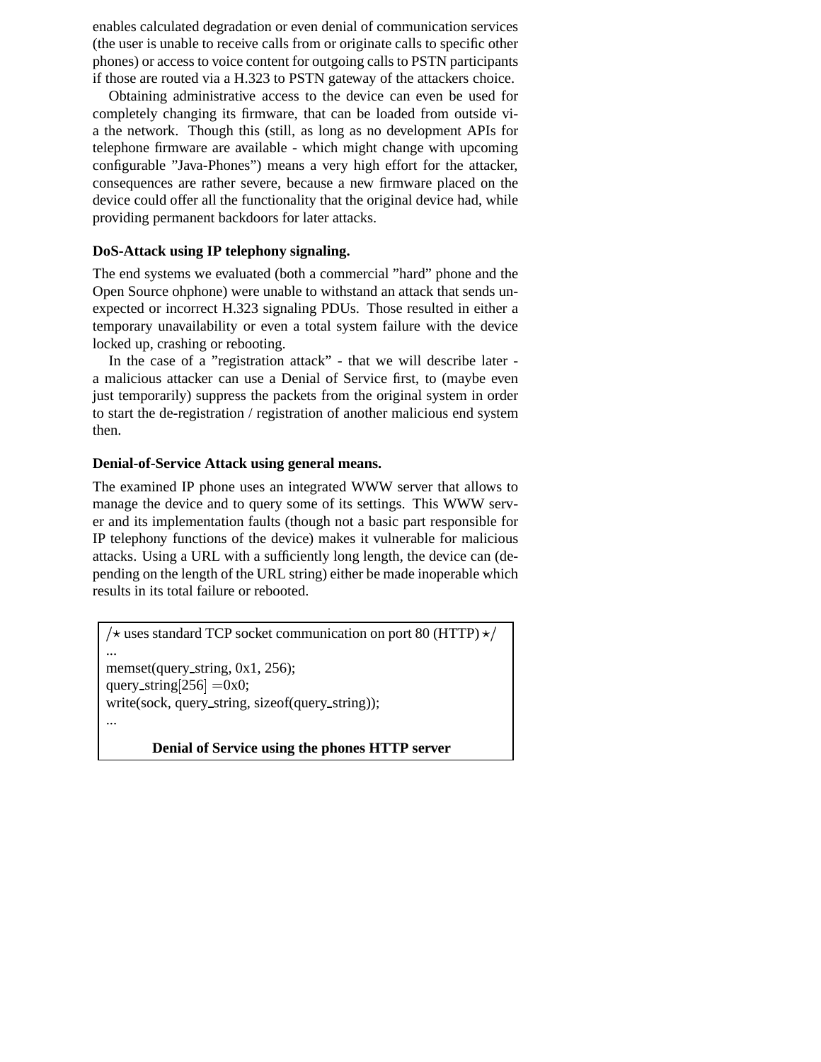enables calculated degradation or even denial of communication services (the user is unable to receive calls from or originate calls to specific other phones) or access to voice content for outgoing calls to PSTN participants if those are routed via a H.323 to PSTN gateway of the attackers choice.

Obtaining administrative access to the device can even be used for completely changing its firmware, that can be loaded from outside via the network. Though this (still, as long as no development APIs for telephone firmware are available - which might change with upcoming configurable "Java-Phones") means a very high effort for the attacker, consequences are rather severe, because a new firmware placed on the device could offer all the functionality that the original device had, while providing permanent backdoors for later attacks.

**DoS-Attack using IP telephony signaling.**

The end systems we evaluated (both a commercial "hard" phone and the Open Source ohphone) were unable to withstand an attack that sends unexpected or incorrect H.323 signaling PDUs. Those resulted in either a temporary unavailability or even a total system failure with the device locked up, crashing or rebooting.

In the case of a "registration attack" - that we will describe later - a malicious attacker can use a Denial of Service first, to (maybe even just temporarily) suppress the packets from the original system in order to start the de-registration / registration of another malicious end system then.

**Denial-of-Service Attack using general means.**

The examined IP phone uses an integrated WWW server that allows to manage the device and to query some of its settings. This WWW server and its implementation faults (though not a basic part responsible for IP telephony functions of the device) makes it vulnerable for malicious attacks. Using a URL with a sufficiently long length, the device can (depending on the length of the URL string) either be made inoperable which results in its total failure or rebooted.

```
/* uses standard TCP socket communication on port 80 (HTTP) */
...
memset(query_string, 0x1, 256);
query_string[256] =0x0;
write(sock, query_string, sizeof(query_string));
...
```

**Denial of Service using the phones HTTP server**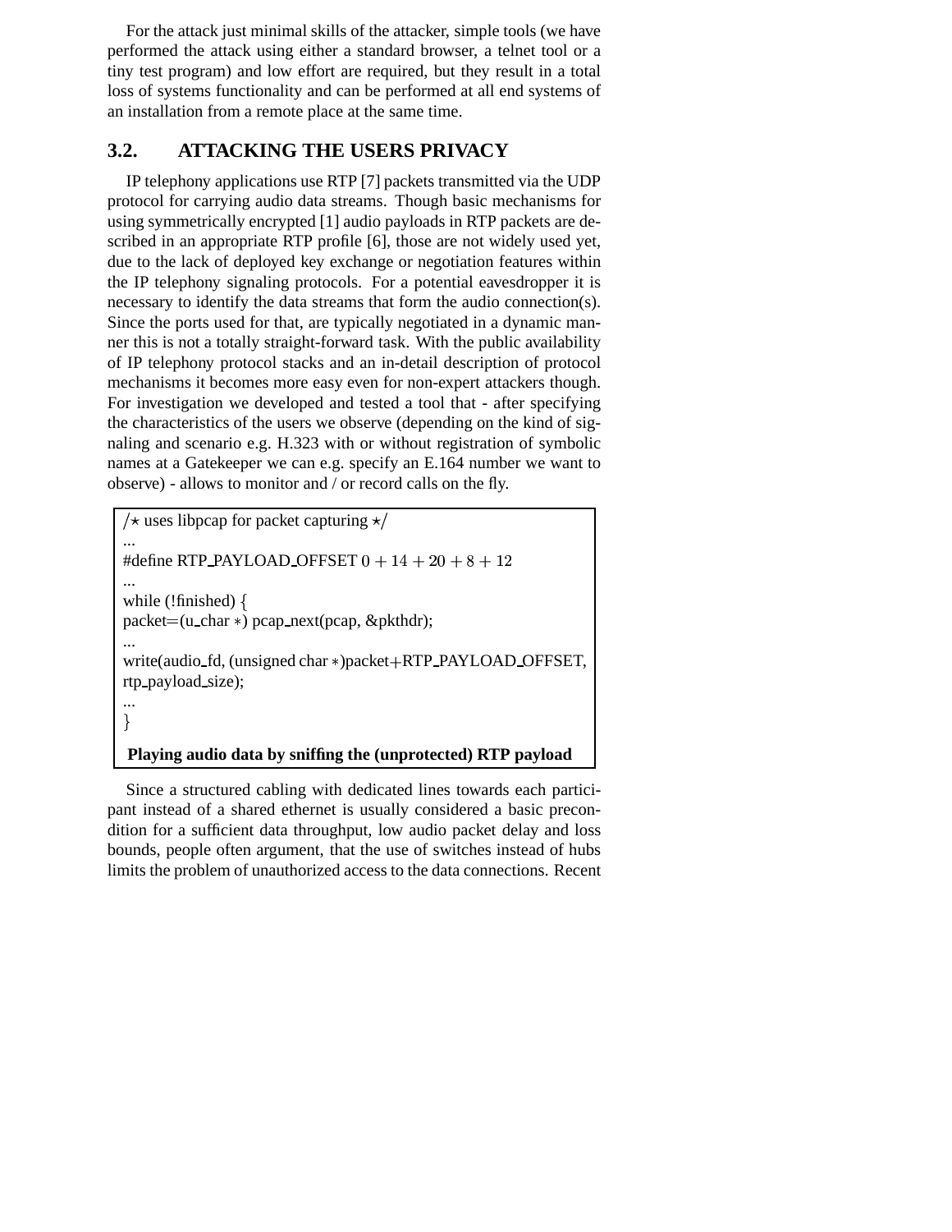For the attack just minimal skills of the attacker, simple tools (we have performed the attack using either a standard browser, a telnet tool or a tiny test program) and low effort are required, but they result in a total loss of systems functionality and can be performed at all end systems of an installation from a remote place at the same time.

## 3.2. ATTACKING THE USERS PRIVACY

IP telephony applications use RTP [7] packets transmitted via the UDP protocol for carrying audio data streams. Though basic mechanisms for using symmetrically encrypted [1] audio payloads in RTP packets are described in an appropriate RTP profile [6], those are not widely used yet, due to the lack of deployed key exchange or negotiation features within the IP telephony signaling protocols. For a potential eavesdropper it is necessary to identify the data streams that form the audio connection(s). Since the ports used for that, are typically negotiated in a dynamic manner this is not a totally straight-forward task. With the public availability of IP telephony protocol stacks and an in-detail description of protocol mechanisms it becomes more easy even for non-expert attackers though. For investigation we developed and tested a tool that - after specifying the characteristics of the users we observe (depending on the kind of signaling and scenario e.g. H.323 with or without registration of symbolic names at a Gatekeeper we can e.g. specify an E.164 number we want to observe) - allows to monitor and / or record calls on the fly.

```
/* uses libpcap for packet capturing */
...
#define RTP_PAYLOAD_OFFSET 0 + 14 + 20 + 8 + 12
...
while (!finished) {
packet=(u_char *) pcap_next(pcap, &pkthdr);
...
write(audio_fd, (unsigned char *)packet+RTP_PAYLOAD_OFFSET,
rtp_payload_size);
...
}
```

**Playing audio data by sniffing the (unprotected) RTP payload**

Since a structured cabling with dedicated lines towards each participant instead of a shared ethernet is usually considered a basic precondition for a sufficient data throughput, low audio packet delay and loss bounds, people often argument, that the use of switches instead of hubs limits the problem of unauthorized access to the data connections. Recent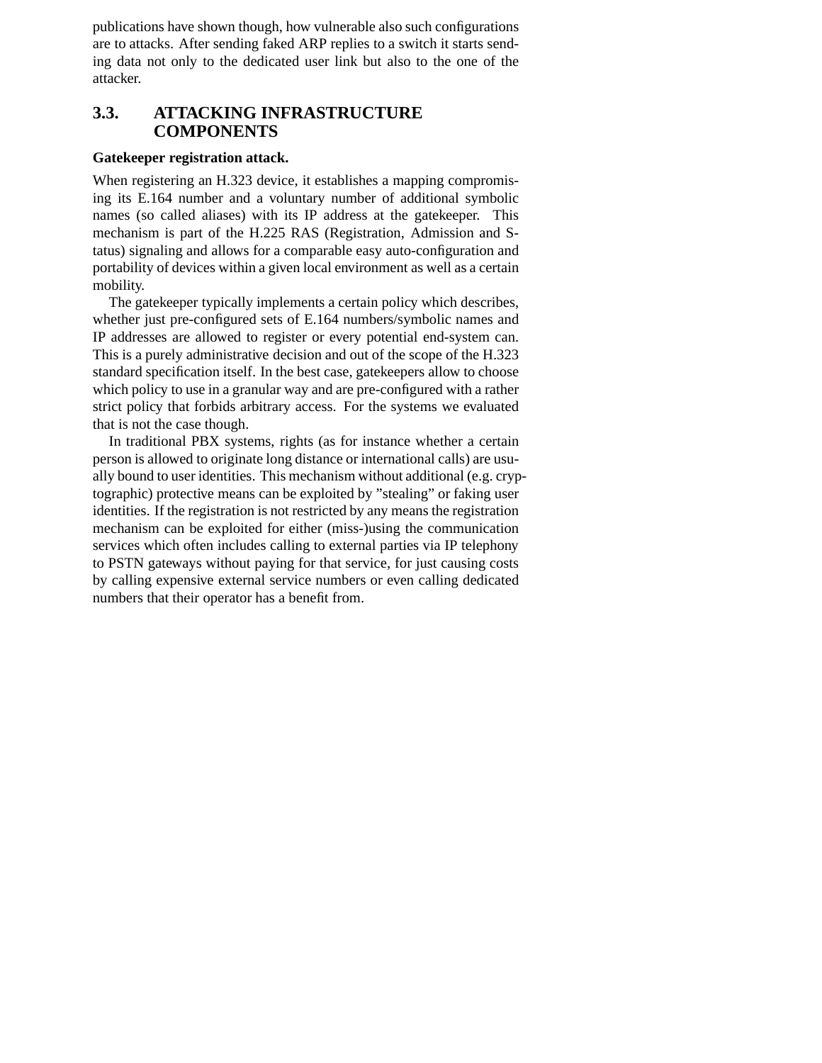publications have shown though, how vulnerable also such configurations are to attacks. After sending faked ARP replies to a switch it starts sending data not only to the dedicated user link but also to the one of the attacker.

## 3.3. ATTACKING INFRASTRUCTURE COMPONENTS

**Gatekeeper registration attack.**

When registering an H.323 device, it establishes a mapping compromising its E.164 number and a voluntary number of additional symbolic names (so called aliases) with its IP address at the gatekeeper. This mechanism is part of the H.225 RAS (Registration, Admission and Status) signaling and allows for a comparable easy auto-configuration and portability of devices within a given local environment as well as a certain mobility.

The gatekeeper typically implements a certain policy which describes, whether just pre-configured sets of E.164 numbers/symbolic names and IP addresses are allowed to register or every potential end-system can. This is a purely administrative decision and out of the scope of the H.323 standard specification itself. In the best case, gatekeepers allow to choose which policy to use in a granular way and are pre-configured with a rather strict policy that forbids arbitrary access. For the systems we evaluated that is not the case though.

In traditional PBX systems, rights (as for instance whether a certain person is allowed to originate long distance or international calls) are usually bound to user identities. This mechanism without additional (e.g. cryptographic) protective means can be exploited by "stealing" or faking user identities. If the registration is not restricted by any means the registration mechanism can be exploited for either (miss-)using the communication services which often includes calling to external parties via IP telephony to PSTN gateways without paying for that service, for just causing costs by calling expensive external service numbers or even calling dedicated numbers that their operator has a benefit from.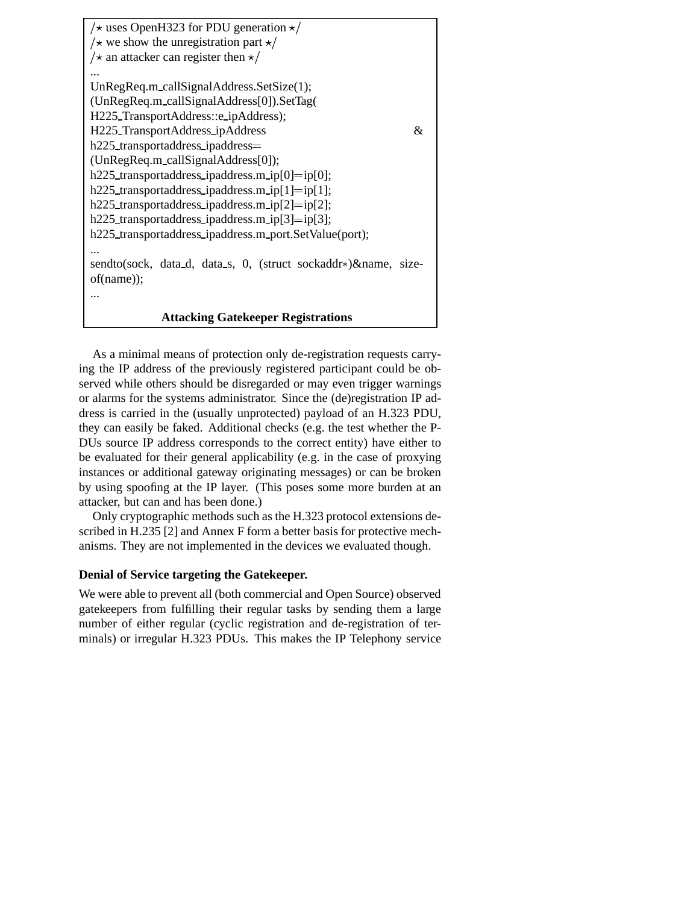```
/* uses OpenH323 for PDU generation */
/* we show the unregistration part */
/* an attacker can register then */
...
UnRegReq.m_callSignalAddress.SetSize(1);
(UnRegReq.m_callSignalAddress[0]).SetTag(
H225_TransportAddress::e_ipAddress);
H225_TransportAddress_ipAddress &
h225_transportaddress_ipaddress=
(UnRegReq.m_callSignalAddress[0]);
h225_transportaddress_ipaddress.m_ip[0]=ip[0];
h225_transportaddress_ipaddress.m_ip[1]=ip[1];
h225_transportaddress_ipaddress.m_ip[2]=ip[2];
h225_transportaddress_ipaddress.m_ip[3]=ip[3];
h225_transportaddress_ipaddress.m_port.SetValue(port);
...
sendto(sock, data_d, data_s, 0, (struct sockaddr*)&name, sizeof(name));
...
```

**Attacking Gatekeeper Registrations**

As a minimal means of protection only de-registration requests carrying the IP address of the previously registered participant could be observed while others should be disregarded or may even trigger warnings or alarms for the systems administrator. Since the (de)registration IP address is carried in the (usually unprotected) payload of an H.323 PDU, they can easily be faked. Additional checks (e.g. the test whether the PDUs source IP address corresponds to the correct entity) have either to be evaluated for their general applicability (e.g. in the case of proxying instances or additional gateway originating messages) or can be broken by using spoofing at the IP layer. (This poses some more burden at an attacker, but can and has been done.)

Only cryptographic methods such as the H.323 protocol extensions described in H.235 [2] and Annex F form a better basis for protective mechanisms. They are not implemented in the devices we evaluated though.

**Denial of Service targeting the Gatekeeper.**

We were able to prevent all (both commercial and Open Source) observed gatekeepers from fulfilling their regular tasks by sending them a large number of either regular (cyclic registration and de-registration of terminals) or irregular H.323 PDUs. This makes the IP Telephony service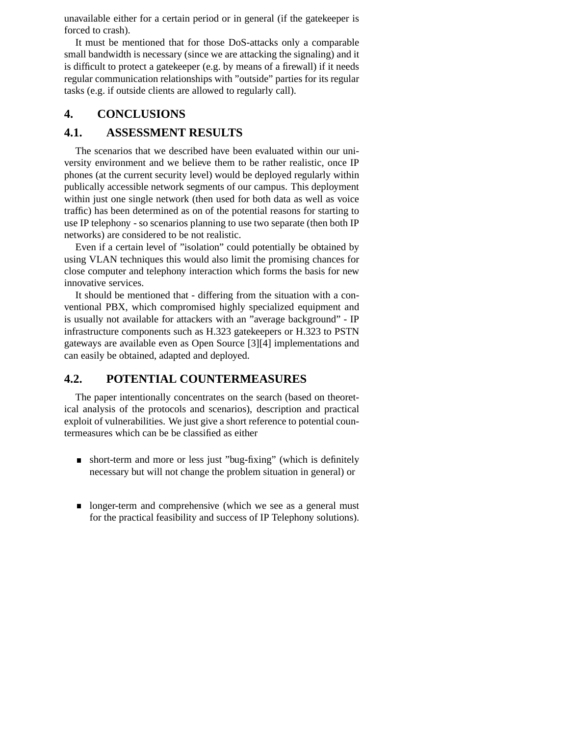unavailable either for a certain period or in general (if the gatekeeper is forced to crash).

It must be mentioned that for those DoS-attacks only a comparable small bandwidth is necessary (since we are attacking the signaling) and it is difficult to protect a gatekeeper (e.g. by means of a firewall) if it needs regular communication relationships with ”outside” parties for its regular tasks (e.g. if outside clients are allowed to regularly call).

# 4. CONCLUSIONS

## 4.1. ASSESSMENT RESULTS

The scenarios that we described have been evaluated within our university environment and we believe them to be rather realistic, once IP phones (at the current security level) would be deployed regularly within publically accessible network segments of our campus. This deployment within just one single network (then used for both data as well as voice traffic) has been determined as on of the potential reasons for starting to use IP telephony - so scenarios planning to use two separate (then both IP networks) are considered to be not realistic.

Even if a certain level of ”isolation” could potentially be obtained by using VLAN techniques this would also limit the promising chances for close computer and telephony interaction which forms the basis for new innovative services.

It should be mentioned that - differing from the situation with a conventional PBX, which compromised highly specialized equipment and is usually not available for attackers with an ”average background” - IP infrastructure components such as H.323 gatekeepers or H.323 to PSTN gateways are available even as Open Source [3][4] implementations and can easily be obtained, adapted and deployed.

## 4.2. POTENTIAL COUNTERMEASURES

The paper intentionally concentrates on the search (based on theoretical analysis of the protocols and scenarios), description and practical exploit of vulnerabilities. We just give a short reference to potential countermeasures which can be be classified as either

- short-term and more or less just ”bug-fixing” (which is definitely necessary but will not change the problem situation in general) or

- longer-term and comprehensive (which we see as a general must for the practical feasibility and success of IP Telephony solutions).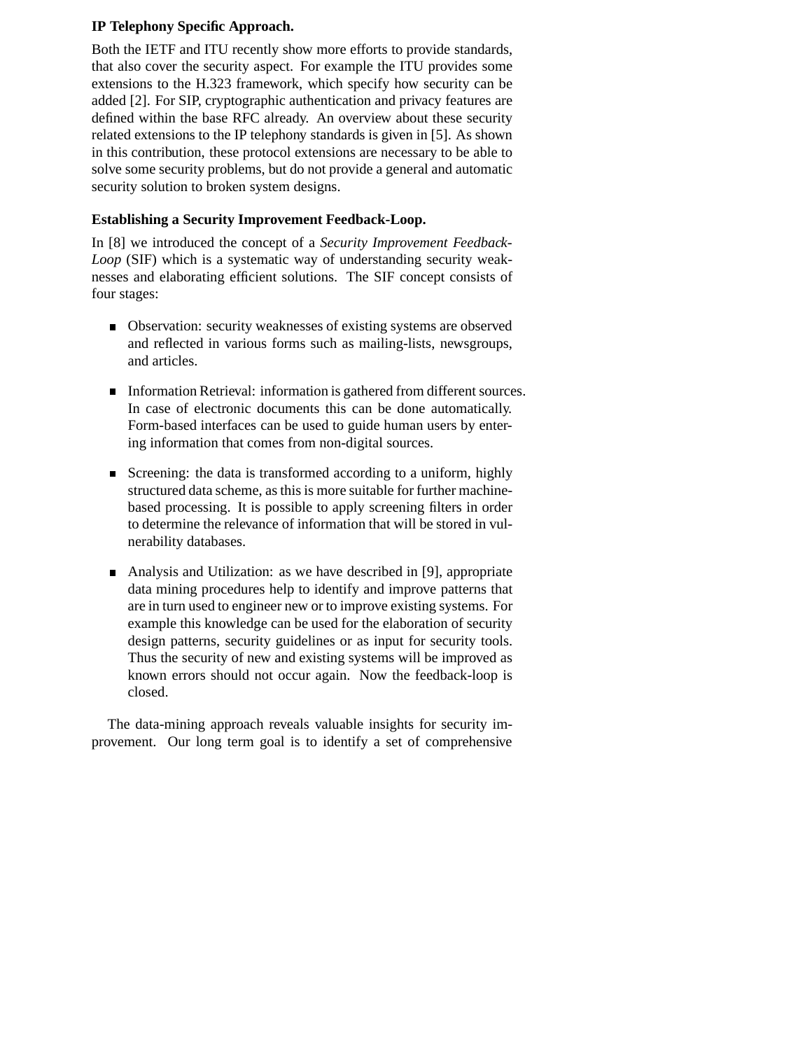**IP Telephony Specific Approach.**

Both the IETF and ITU recently show more efforts to provide standards, that also cover the security aspect. For example the ITU provides some extensions to the H.323 framework, which specify how security can be added [2]. For SIP, cryptographic authentication and privacy features are defined within the base RFC already. An overview about these security related extensions to the IP telephony standards is given in [5]. As shown in this contribution, these protocol extensions are necessary to be able to solve some security problems, but do not provide a general and automatic security solution to broken system designs.

**Establishing a Security Improvement Feedback-Loop.**

In [8] we introduced the concept of a *Security Improvement Feedback-Loop* (SIF) which is a systematic way of understanding security weaknesses and elaborating efficient solutions. The SIF concept consists of four stages:

- Observation: security weaknesses of existing systems are observed and reflected in various forms such as mailing-lists, newsgroups, and articles.
- Information Retrieval: information is gathered from different sources. In case of electronic documents this can be done automatically. Form-based interfaces can be used to guide human users by entering information that comes from non-digital sources.
- Screening: the data is transformed according to a uniform, highly structured data scheme, as this is more suitable for further machine-based processing. It is possible to apply screening filters in order to determine the relevance of information that will be stored in vulnerability databases.
- Analysis and Utilization: as we have described in [9], appropriate data mining procedures help to identify and improve patterns that are in turn used to engineer new or to improve existing systems. For example this knowledge can be used for the elaboration of security design patterns, security guidelines or as input for security tools. Thus the security of new and existing systems will be improved as known errors should not occur again. Now the feedback-loop is closed.

The data-mining approach reveals valuable insights for security improvement. Our long term goal is to identify a set of comprehensive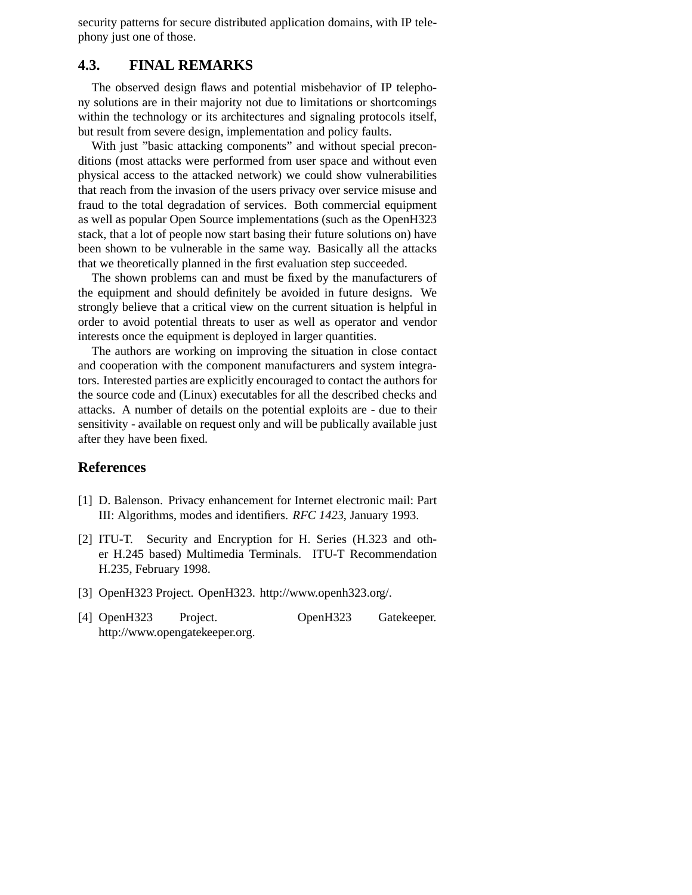security patterns for secure distributed application domains, with IP telephony just one of those.

### 4.3. FINAL REMARKS

The observed design flaws and potential misbehavior of IP telephony solutions are in their majority not due to limitations or shortcomings within the technology or its architectures and signaling protocols itself, but result from severe design, implementation and policy faults.

With just ”basic attacking components” and without special preconditions (most attacks were performed from user space and without even physical access to the attacked network) we could show vulnerabilities that reach from the invasion of the users privacy over service misuse and fraud to the total degradation of services. Both commercial equipment as well as popular Open Source implementations (such as the OpenH323 stack, that a lot of people now start basing their future solutions on) have been shown to be vulnerable in the same way. Basically all the attacks that we theoretically planned in the first evaluation step succeeded.

The shown problems can and must be fixed by the manufacturers of the equipment and should definitely be avoided in future designs. We strongly believe that a critical view on the current situation is helpful in order to avoid potential threats to user as well as operator and vendor interests once the equipment is deployed in larger quantities.

The authors are working on improving the situation in close contact and cooperation with the component manufacturers and system integrators. Interested parties are explicitly encouraged to contact the authors for the source code and (Linux) executables for all the described checks and attacks. A number of details on the potential exploits are - due to their sensitivity - available on request only and will be publically available just after they have been fixed.

## References

[1] D. Balenson. Privacy enhancement for Internet electronic mail: Part III: Algorithms, modes and identifiers. *RFC 1423*, January 1993.

[2] ITU-T. Security and Encryption for H. Series (H.323 and other H.245 based) Multimedia Terminals. ITU-T Recommendation H.235, February 1998.

[3] OpenH323 Project. OpenH323. http://www.openh323.org/.

[4] OpenH323 Project. OpenH323 Gatekeeper. http://www.opengatekeeper.org.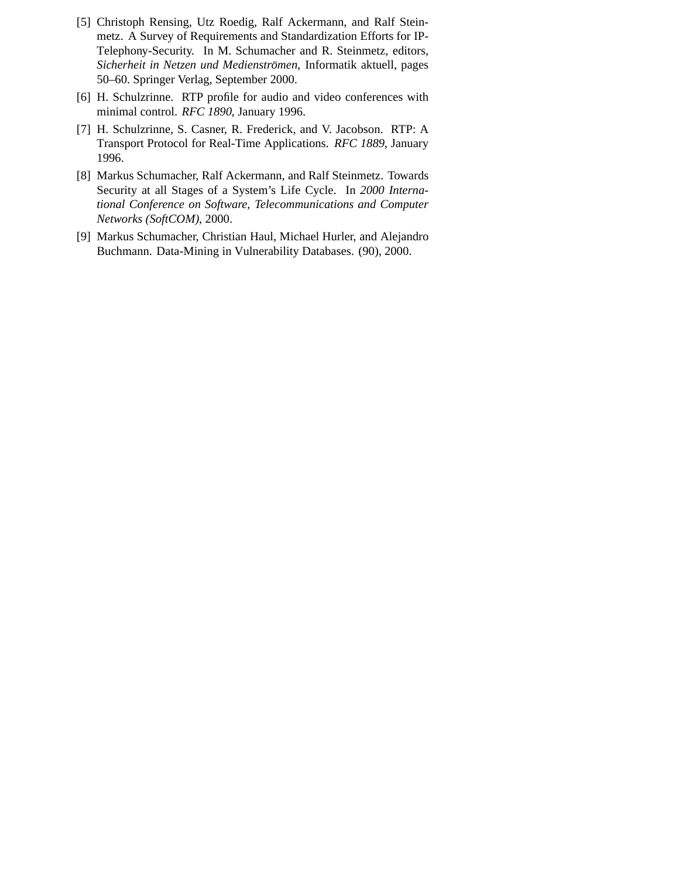[5] Christoph Rensing, Utz Roedig, Ralf Ackermann, and Ralf Steinmetz. A Survey of Requirements and Standardization Efforts for IP-Telephony-Security. In M. Schumacher and R. Steinmetz, editors, *Sicherheit in Netzen und Medienströmen*, Informatik aktuell, pages 50–60. Springer Verlag, September 2000.

[6] H. Schulzrinne. RTP profile for audio and video conferences with minimal control. *RFC 1890*, January 1996.

[7] H. Schulzrinne, S. Casner, R. Frederick, and V. Jacobson. RTP: A Transport Protocol for Real-Time Applications. *RFC 1889*, January 1996.

[8] Markus Schumacher, Ralf Ackermann, and Ralf Steinmetz. Towards Security at all Stages of a System's Life Cycle. In *2000 International Conference on Software, Telecommunications and Computer Networks (SoftCOM)*, 2000.

[9] Markus Schumacher, Christian Haul, Michael Hurler, and Alejandro Buchmann. Data-Mining in Vulnerability Databases. (90), 2000.